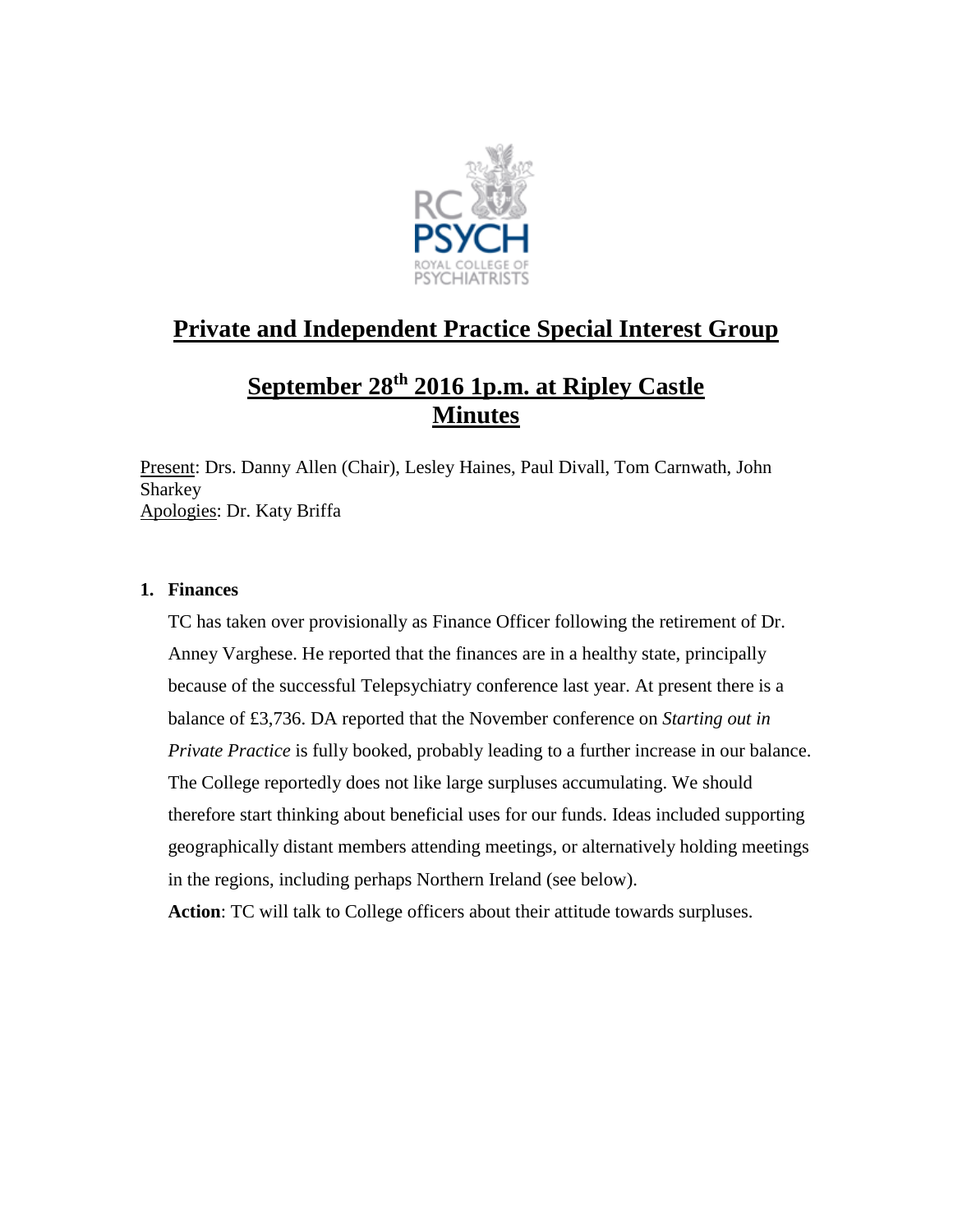# Private and Independent Practice Special Interest Group

## September 28th 2016 1p.m. at Ripley Castle Minutes

Present: Drs. Danny Allen (Chair), Lesley Haines, Paul Divall, Tom Carnwath, John Sharkey
Apologies: Dr. Katy Briffa

1. **Finances**

   TC has taken over provisionally as Finance Officer following the retirement of Dr. Anney Varghese. He reported that the finances are in a healthy state, principally because of the successful Telepsychiatry conference last year. At present there is a balance of £3,736. DA reported that the November conference on *Starting out in Private Practice* is fully booked, probably leading to a further increase in our balance. The College reportedly does not like large surpluses accumulating. We should therefore start thinking about beneficial uses for our funds. Ideas included supporting geographically distant members attending meetings, or alternatively holding meetings in the regions, including perhaps Northern Ireland (see below).

   **Action**: TC will talk to College officers about their attitude towards surpluses.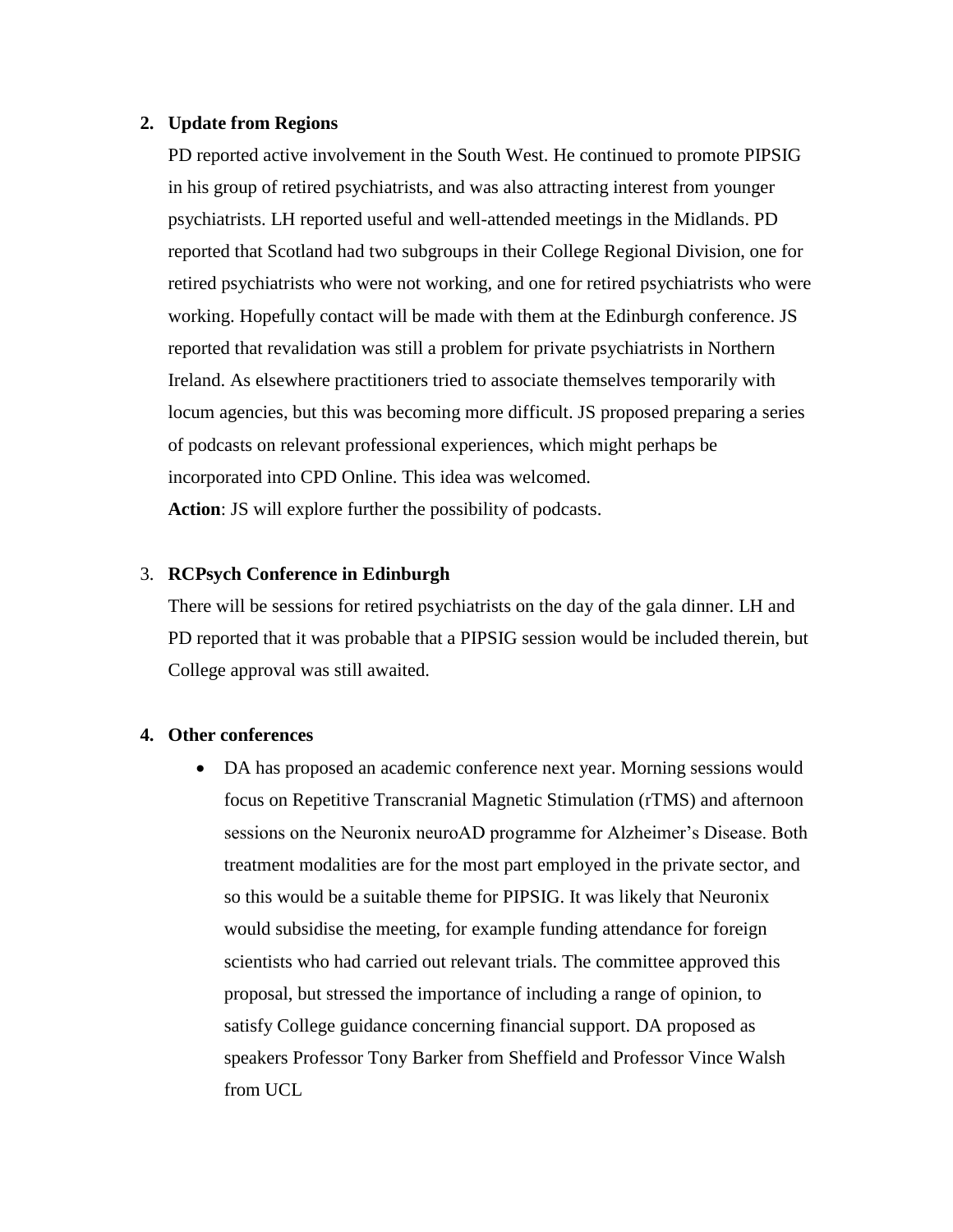2. **Update from Regions**

   PD reported active involvement in the South West. He continued to promote PIPSIG in his group of retired psychiatrists, and was also attracting interest from younger psychiatrists. LH reported useful and well-attended meetings in the Midlands. PD reported that Scotland had two subgroups in their College Regional Division, one for retired psychiatrists who were not working, and one for retired psychiatrists who were working. Hopefully contact will be made with them at the Edinburgh conference. JS reported that revalidation was still a problem for private psychiatrists in Northern Ireland. As elsewhere practitioners tried to associate themselves temporarily with locum agencies, but this was becoming more difficult. JS proposed preparing a series of podcasts on relevant professional experiences, which might perhaps be incorporated into CPD Online. This idea was welcomed.

   **Action**: JS will explore further the possibility of podcasts.

3. **RCPsych Conference in Edinburgh**

   There will be sessions for retired psychiatrists on the day of the gala dinner. LH and PD reported that it was probable that a PIPSIG session would be included therein, but College approval was still awaited.

4. **Other conferences**

   - DA has proposed an academic conference next year. Morning sessions would focus on Repetitive Transcranial Magnetic Stimulation (rTMS) and afternoon sessions on the Neuronix neuroAD programme for Alzheimer's Disease. Both treatment modalities are for the most part employed in the private sector, and so this would be a suitable theme for PIPSIG. It was likely that Neuronix would subsidise the meeting, for example funding attendance for foreign scientists who had carried out relevant trials. The committee approved this proposal, but stressed the importance of including a range of opinion, to satisfy College guidance concerning financial support. DA proposed as speakers Professor Tony Barker from Sheffield and Professor Vince Walsh from UCL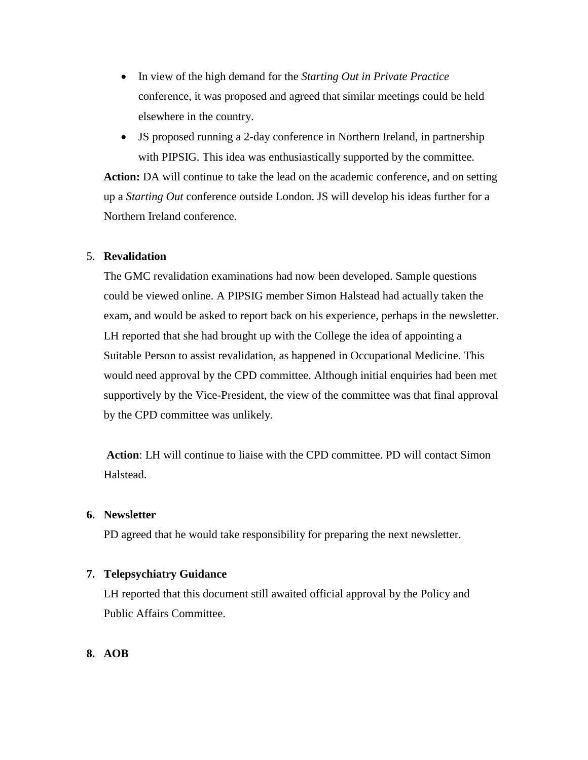- In view of the high demand for the *Starting Out in Private Practice* conference, it was proposed and agreed that similar meetings could be held elsewhere in the country.
- JS proposed running a 2-day conference in Northern Ireland, in partnership with PIPSIG. This idea was enthusiastically supported by the committee.

**Action:** DA will continue to take the lead on the academic conference, and on setting up a *Starting Out* conference outside London. JS will develop his ideas further for a Northern Ireland conference.

5. **Revalidation**

The GMC revalidation examinations had now been developed. Sample questions could be viewed online. A PIPSIG member Simon Halstead had actually taken the exam, and would be asked to report back on his experience, perhaps in the newsletter. LH reported that she had brought up with the College the idea of appointing a Suitable Person to assist revalidation, as happened in Occupational Medicine. This would need approval by the CPD committee. Although initial enquiries had been met supportively by the Vice-President, the view of the committee was that final approval by the CPD committee was unlikely.

**Action**: LH will continue to liaise with the CPD committee. PD will contact Simon Halstead.

6. **Newsletter**

PD agreed that he would take responsibility for preparing the next newsletter.

7. **Telepsychiatry Guidance**

LH reported that this document still awaited official approval by the Policy and Public Affairs Committee.

8. **AOB**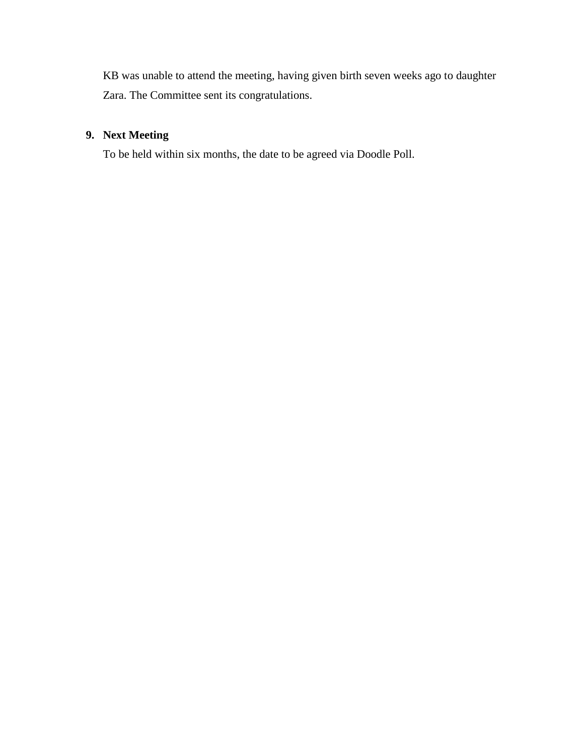KB was unable to attend the meeting, having given birth seven weeks ago to daughter Zara. The Committee sent its congratulations.

9. **Next Meeting**

   To be held within six months, the date to be agreed via Doodle Poll.